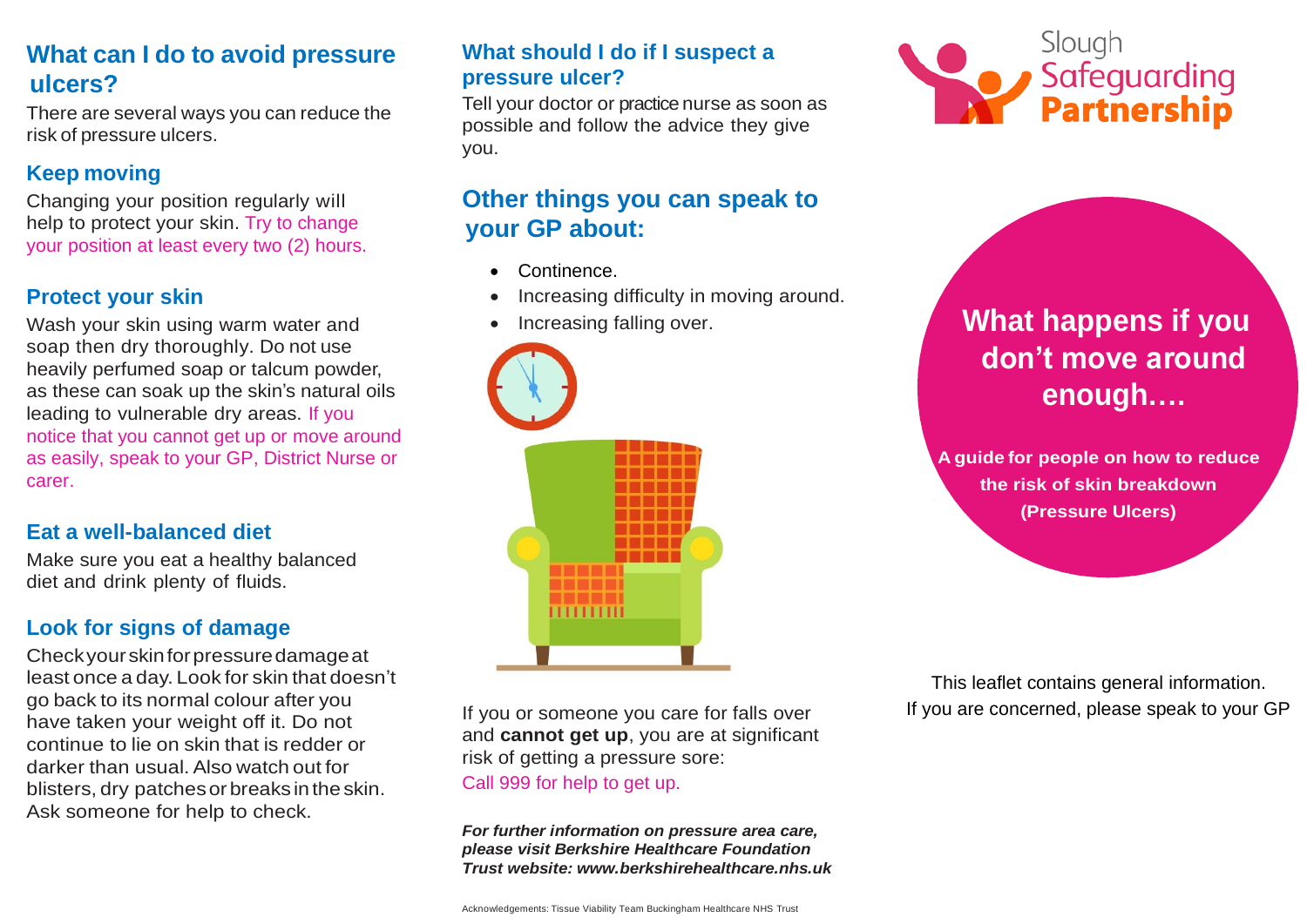## What can I do to avoid pressure ulcers?

There are several ways you can reduce the risk of pressure ulcers.

### Keep moving

Changing your position regularly will help to protect your skin. Try to change your position at least every two (2) hours.

### Protect your skin

Wash your skin using warm water and soap then dry thoroughly. Do not use heavily perfumed soap or talcum powder, as these can soak up the skin's natural oils leading to vulnerable dry areas. If you notice that you cannot get up or move around as easily, speak to your GP, District Nurse or carer.

### Eat a well-balanced diet

Make sure you eat a healthy balanced diet and drink plenty of fluids.

### Look for signs of damage

Check your skin for pressure damage at least once a day. Look for skin that doesn't go back to its normal colour after you have taken your weight off it. Do not continue to lie on skin that is redder or darker than usual. Also watch out for blisters, dry patches or breaks in the skin. Ask someone for help to check.

### What should I do if I suspect a pressure ulcer?

Tell your doctor or practice nurse as soon as possible and follow the advice they give you.

## Other things you can speak to your GP about:

- Continence.
- Increasing difficulty in moving around.
- Increasing falling over.

If you or someone you care for falls over and **cannot get up**, you are at significant risk of getting a pressure sore:
Call 999 for help to get up.

***For further information on pressure area care, please visit Berkshire Healthcare Foundation Trust website: www.berkshirehealthcare.nhs.uk***

Acknowledgements: Tissue Viability Team Buckingham Healthcare NHS Trust

Slough Safeguarding Partnership

# What happens if you don't move around enough….

**A guide for people on how to reduce the risk of skin breakdown (Pressure Ulcers)**

This leaflet contains general information.
If you are concerned, please speak to your GP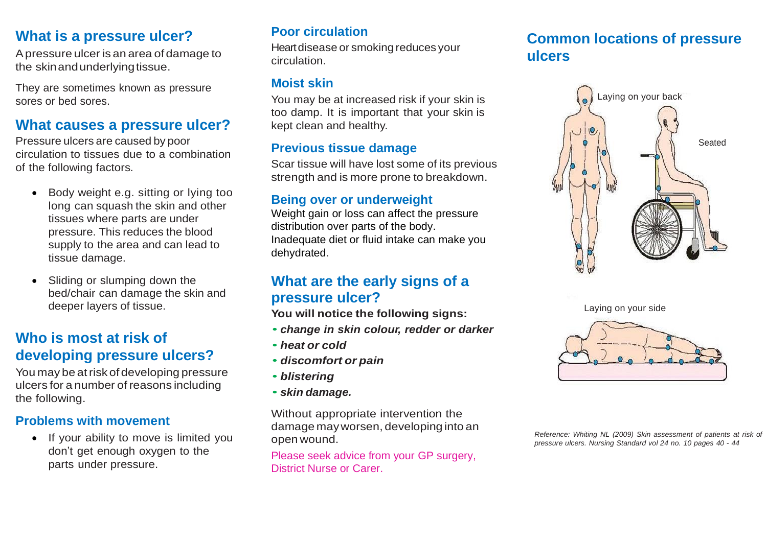## What is a pressure ulcer?

A pressure ulcer is an area of damage to the skin and underlying tissue.

They are sometimes known as pressure sores or bed sores.

## What causes a pressure ulcer?

Pressure ulcers are caused by poor circulation to tissues due to a combination of the following factors.

- Body weight e.g. sitting or lying too long can squash the skin and other tissues where parts are under pressure. This reduces the blood supply to the area and can lead to tissue damage.
- Sliding or slumping down the bed/chair can damage the skin and deeper layers of tissue.

## Who is most at risk of developing pressure ulcers?

You may be at risk of developing pressure ulcers for a number of reasons including the following.

### Problems with movement

- If your ability to move is limited you don't get enough oxygen to the parts under pressure.

### Poor circulation

Heart disease or smoking reduces your circulation.

### Moist skin

You may be at increased risk if your skin is too damp. It is important that your skin is kept clean and healthy.

### Previous tissue damage

Scar tissue will have lost some of its previous strength and is more prone to breakdown.

### Being over or underweight

Weight gain or loss can affect the pressure distribution over parts of the body. Inadequate diet or fluid intake can make you dehydrated.

## What are the early signs of a pressure ulcer?

**You will notice the following signs:**

- ***change in skin colour, redder or darker***
- ***heat or cold***
- ***discomfort or pain***
- ***blistering***
- ***skin damage.***

Without appropriate intervention the damage may worsen, developing into an open wound.

Please seek advice from your GP surgery, District Nurse or Carer.

## Common locations of pressure ulcers

Laying on your back

Seated

Laying on your side

*Reference: Whiting NL (2009) Skin assessment of patients at risk of pressure ulcers. Nursing Standard vol 24 no. 10 pages 40 - 44*